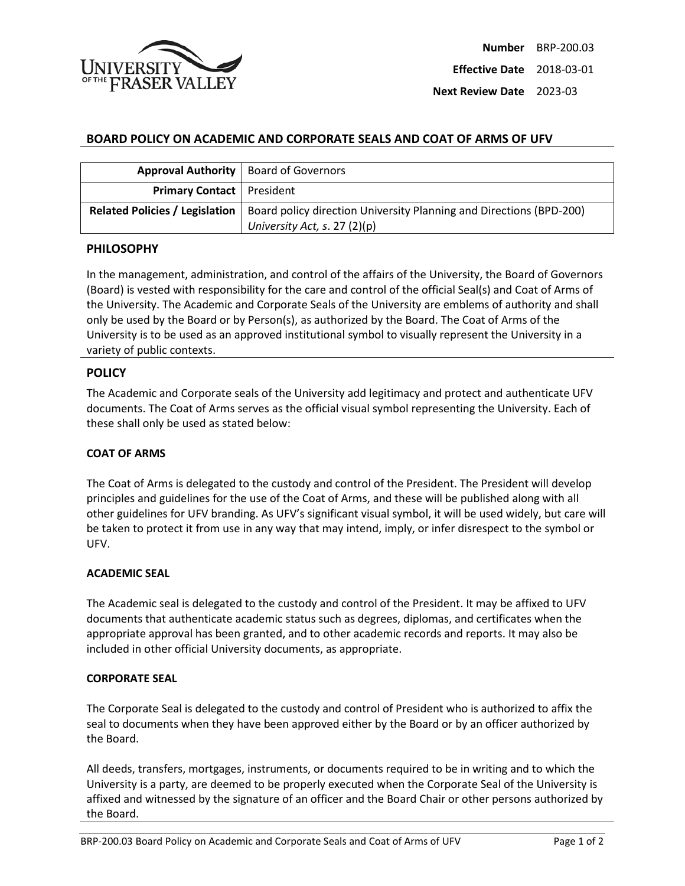| | |
|---|---|
| **Number** | BRP-200.03 |
| **Effective Date** | 2018-03-01 |
| **Next Review Date** | 2023-03 |

## BOARD POLICY ON ACADEMIC AND CORPORATE SEALS AND COAT OF ARMS OF UFV

| | |
|---|---|
| **Approval Authority** | Board of Governors |
| **Primary Contact** | President |
| **Related Policies / Legislation** | Board policy direction University Planning and Directions (BPD-200) *University Act, s*. 27 (2)(p) |

### PHILOSOPHY

In the management, administration, and control of the affairs of the University, the Board of Governors (Board) is vested with responsibility for the care and control of the official Seal(s) and Coat of Arms of the University. The Academic and Corporate Seals of the University are emblems of authority and shall only be used by the Board or by Person(s), as authorized by the Board. The Coat of Arms of the University is to be used as an approved institutional symbol to visually represent the University in a variety of public contexts.

### POLICY

The Academic and Corporate seals of the University add legitimacy and protect and authenticate UFV documents. The Coat of Arms serves as the official visual symbol representing the University. Each of these shall only be used as stated below:

#### COAT OF ARMS

The Coat of Arms is delegated to the custody and control of the President. The President will develop principles and guidelines for the use of the Coat of Arms, and these will be published along with all other guidelines for UFV branding. As UFV's significant visual symbol, it will be used widely, but care will be taken to protect it from use in any way that may intend, imply, or infer disrespect to the symbol or UFV.

#### ACADEMIC SEAL

The Academic seal is delegated to the custody and control of the President. It may be affixed to UFV documents that authenticate academic status such as degrees, diplomas, and certificates when the appropriate approval has been granted, and to other academic records and reports. It may also be included in other official University documents, as appropriate.

#### CORPORATE SEAL

The Corporate Seal is delegated to the custody and control of President who is authorized to affix the seal to documents when they have been approved either by the Board or by an officer authorized by the Board.

All deeds, transfers, mortgages, instruments, or documents required to be in writing and to which the University is a party, are deemed to be properly executed when the Corporate Seal of the University is affixed and witnessed by the signature of an officer and the Board Chair or other persons authorized by the Board.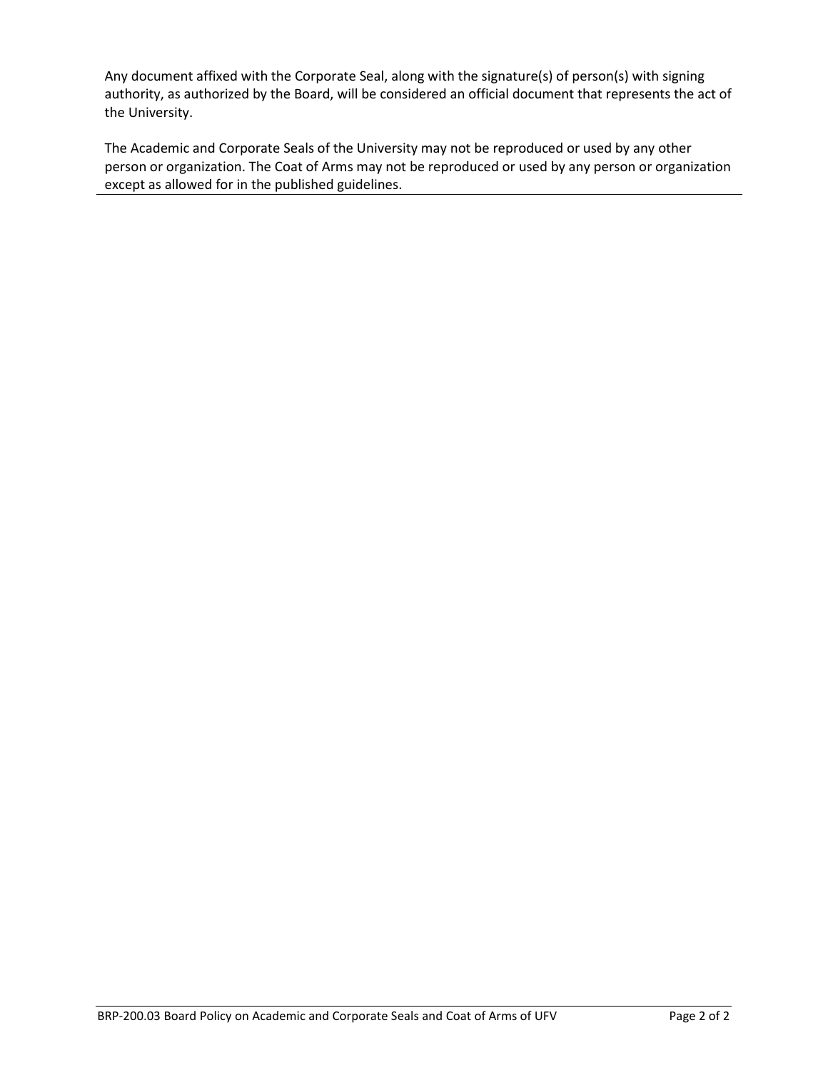Any document affixed with the Corporate Seal, along with the signature(s) of person(s) with signing authority, as authorized by the Board, will be considered an official document that represents the act of the University.

The Academic and Corporate Seals of the University may not be reproduced or used by any other person or organization. The Coat of Arms may not be reproduced or used by any person or organization except as allowed for in the published guidelines.